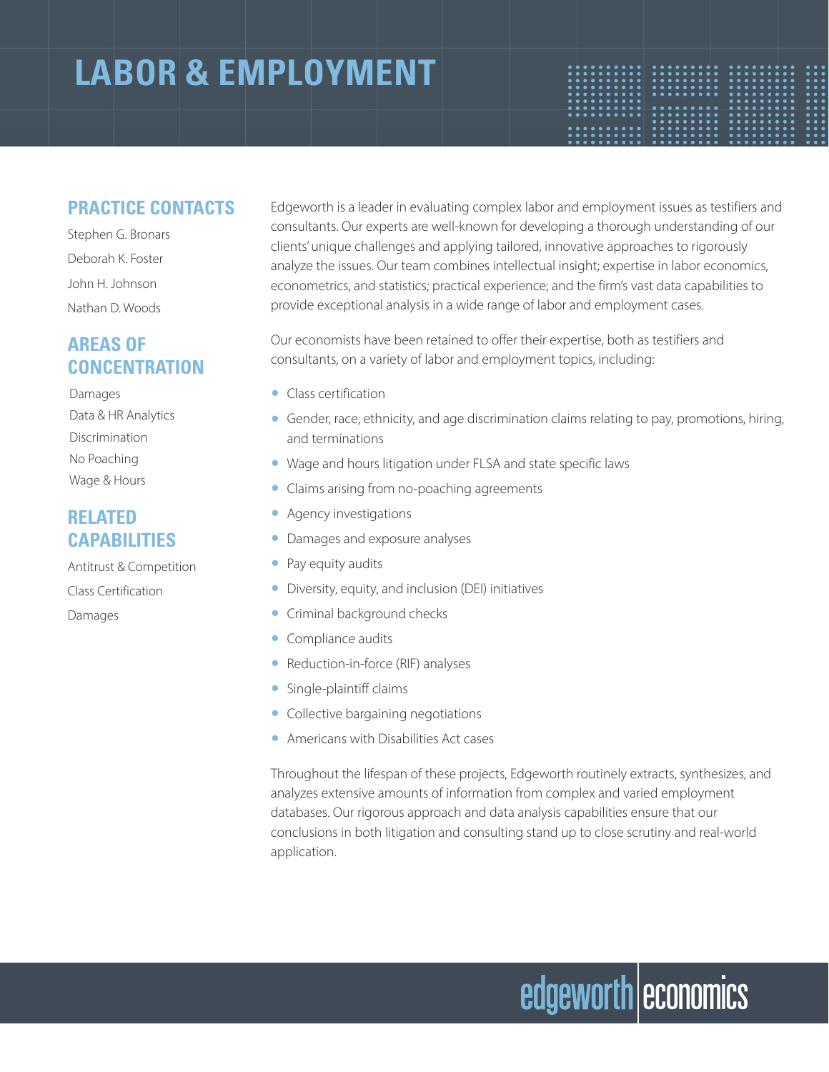# LABOR & EMPLOYMENT

## PRACTICE CONTACTS

Stephen G. Bronars

Deborah K. Foster

John H. Johnson

Nathan D. Woods

## AREAS OF CONCENTRATION

Damages

Data & HR Analytics

Discrimination

No Poaching

Wage & Hours

## RELATED CAPABILITIES

Antitrust & Competition

Class Certification

Damages

Edgeworth is a leader in evaluating complex labor and employment issues as testifiers and consultants. Our experts are well-known for developing a thorough understanding of our clients' unique challenges and applying tailored, innovative approaches to rigorously analyze the issues. Our team combines intellectual insight; expertise in labor economics, econometrics, and statistics; practical experience; and the firm's vast data capabilities to provide exceptional analysis in a wide range of labor and employment cases.

Our economists have been retained to offer their expertise, both as testifiers and consultants, on a variety of labor and employment topics, including:

- Class certification
- Gender, race, ethnicity, and age discrimination claims relating to pay, promotions, hiring, and terminations
- Wage and hours litigation under FLSA and state specific laws
- Claims arising from no-poaching agreements
- Agency investigations
- Damages and exposure analyses
- Pay equity audits
- Diversity, equity, and inclusion (DEI) initiatives
- Criminal background checks
- Compliance audits
- Reduction-in-force (RIF) analyses
- Single-plaintiff claims
- Collective bargaining negotiations
- Americans with Disabilities Act cases

Throughout the lifespan of these projects, Edgeworth routinely extracts, synthesizes, and analyzes extensive amounts of information from complex and varied employment databases. Our rigorous approach and data analysis capabilities ensure that our conclusions in both litigation and consulting stand up to close scrutiny and real-world application.

edgeworth economics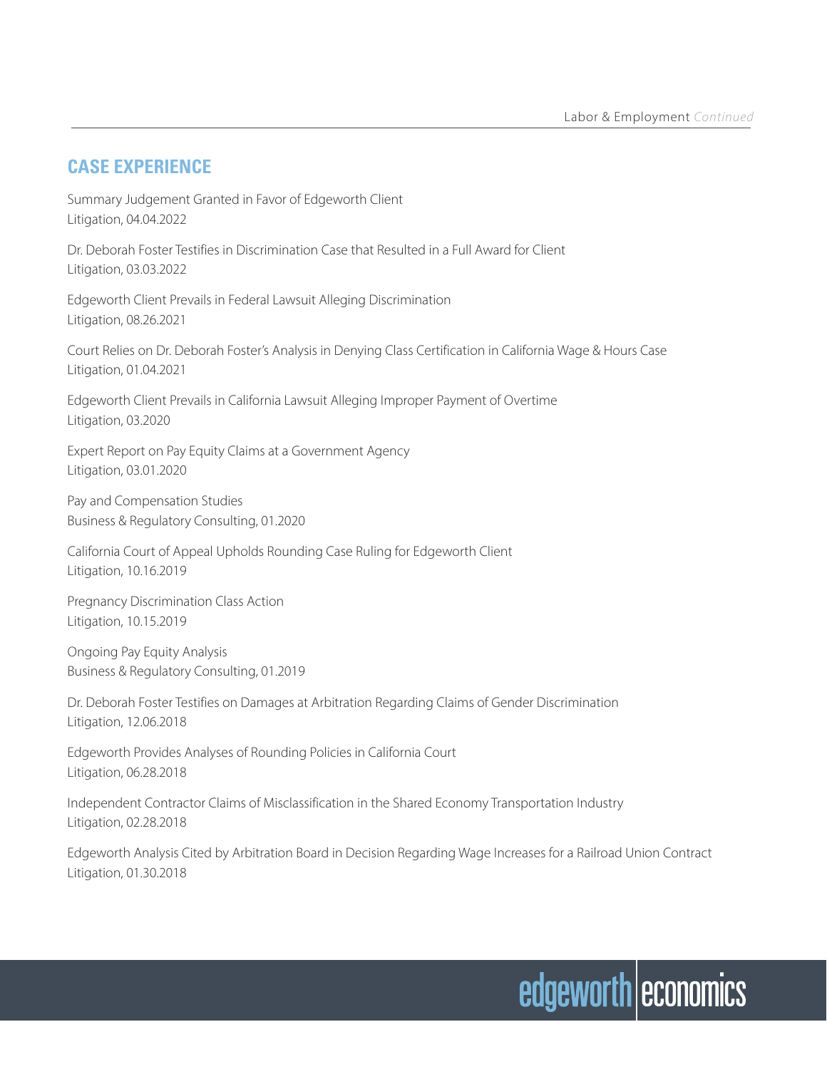## CASE EXPERIENCE

Summary Judgement Granted in Favor of Edgeworth Client
Litigation, 04.04.2022

Dr. Deborah Foster Testifies in Discrimination Case that Resulted in a Full Award for Client
Litigation, 03.03.2022

Edgeworth Client Prevails in Federal Lawsuit Alleging Discrimination
Litigation, 08.26.2021

Court Relies on Dr. Deborah Foster's Analysis in Denying Class Certification in California Wage & Hours Case
Litigation, 01.04.2021

Edgeworth Client Prevails in California Lawsuit Alleging Improper Payment of Overtime
Litigation, 03.2020

Expert Report on Pay Equity Claims at a Government Agency
Litigation, 03.01.2020

Pay and Compensation Studies
Business & Regulatory Consulting, 01.2020

California Court of Appeal Upholds Rounding Case Ruling for Edgeworth Client
Litigation, 10.16.2019

Pregnancy Discrimination Class Action
Litigation, 10.15.2019

Ongoing Pay Equity Analysis
Business & Regulatory Consulting, 01.2019

Dr. Deborah Foster Testifies on Damages at Arbitration Regarding Claims of Gender Discrimination
Litigation, 12.06.2018

Edgeworth Provides Analyses of Rounding Policies in California Court
Litigation, 06.28.2018

Independent Contractor Claims of Misclassification in the Shared Economy Transportation Industry
Litigation, 02.28.2018

Edgeworth Analysis Cited by Arbitration Board in Decision Regarding Wage Increases for a Railroad Union Contract
Litigation, 01.30.2018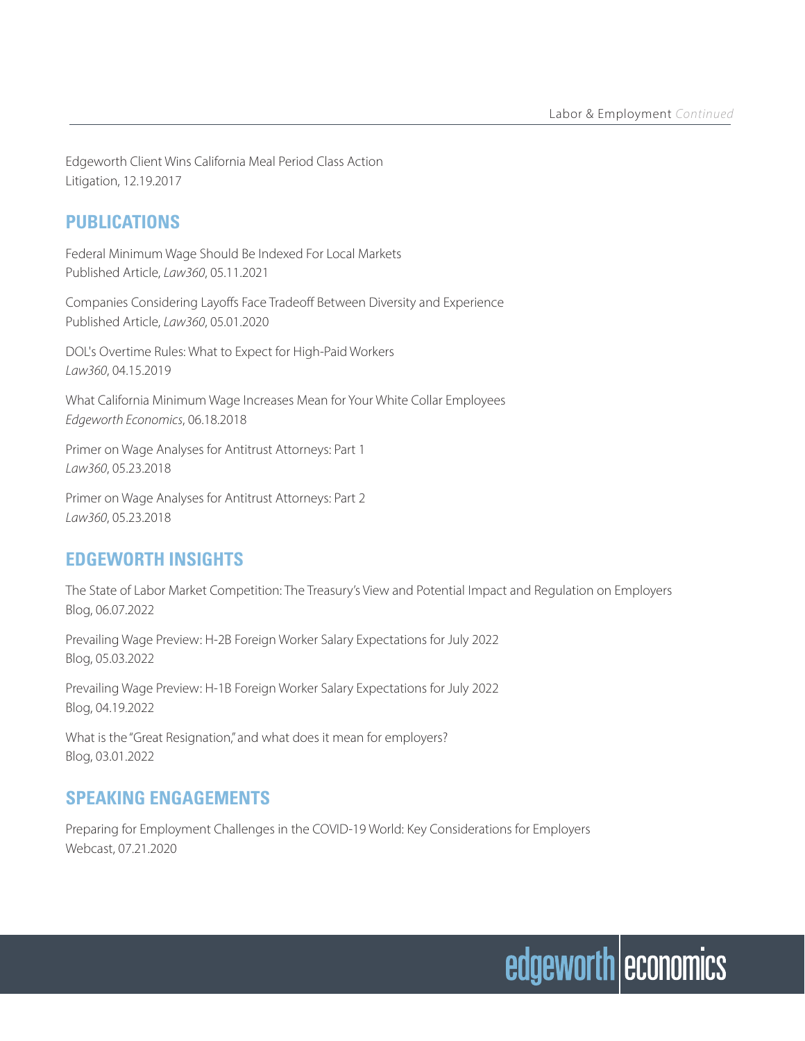Edgeworth Client Wins California Meal Period Class Action
Litigation, 12.19.2017

## PUBLICATIONS

Federal Minimum Wage Should Be Indexed For Local Markets
Published Article, *Law360*, 05.11.2021

Companies Considering Layoffs Face Tradeoff Between Diversity and Experience
Published Article, *Law360*, 05.01.2020

DOL's Overtime Rules: What to Expect for High-Paid Workers
*Law360*, 04.15.2019

What California Minimum Wage Increases Mean for Your White Collar Employees
*Edgeworth Economics*, 06.18.2018

Primer on Wage Analyses for Antitrust Attorneys: Part 1
*Law360*, 05.23.2018

Primer on Wage Analyses for Antitrust Attorneys: Part 2
*Law360*, 05.23.2018

## EDGEWORTH INSIGHTS

The State of Labor Market Competition: The Treasury's View and Potential Impact and Regulation on Employers
Blog, 06.07.2022

Prevailing Wage Preview: H-2B Foreign Worker Salary Expectations for July 2022
Blog, 05.03.2022

Prevailing Wage Preview: H-1B Foreign Worker Salary Expectations for July 2022
Blog, 04.19.2022

What is the "Great Resignation," and what does it mean for employers?
Blog, 03.01.2022

## SPEAKING ENGAGEMENTS

Preparing for Employment Challenges in the COVID-19 World: Key Considerations for Employers
Webcast, 07.21.2020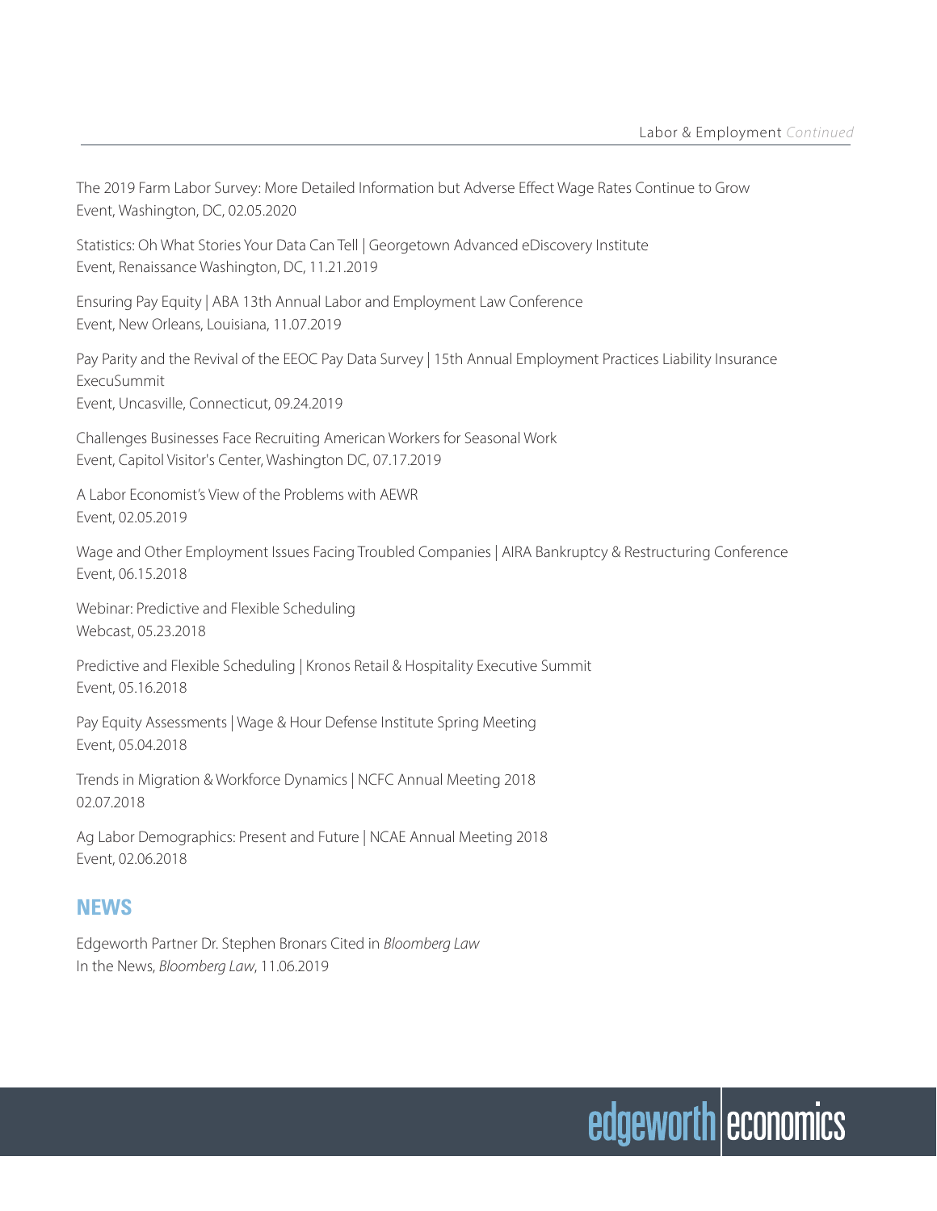The 2019 Farm Labor Survey: More Detailed Information but Adverse Effect Wage Rates Continue to Grow
Event, Washington, DC, 02.05.2020

Statistics: Oh What Stories Your Data Can Tell | Georgetown Advanced eDiscovery Institute
Event, Renaissance Washington, DC, 11.21.2019

Ensuring Pay Equity | ABA 13th Annual Labor and Employment Law Conference
Event, New Orleans, Louisiana, 11.07.2019

Pay Parity and the Revival of the EEOC Pay Data Survey | 15th Annual Employment Practices Liability Insurance ExecuSummit
Event, Uncasville, Connecticut, 09.24.2019

Challenges Businesses Face Recruiting American Workers for Seasonal Work
Event, Capitol Visitor's Center, Washington DC, 07.17.2019

A Labor Economist's View of the Problems with AEWR
Event, 02.05.2019

Wage and Other Employment Issues Facing Troubled Companies | AIRA Bankruptcy & Restructuring Conference
Event, 06.15.2018

Webinar: Predictive and Flexible Scheduling
Webcast, 05.23.2018

Predictive and Flexible Scheduling | Kronos Retail & Hospitality Executive Summit
Event, 05.16.2018

Pay Equity Assessments | Wage & Hour Defense Institute Spring Meeting
Event, 05.04.2018

Trends in Migration & Workforce Dynamics | NCFC Annual Meeting 2018
02.07.2018

Ag Labor Demographics: Present and Future | NCAE Annual Meeting 2018
Event, 02.06.2018

## NEWS

Edgeworth Partner Dr. Stephen Bronars Cited in *Bloomberg Law*
In the News, *Bloomberg Law*, 11.06.2019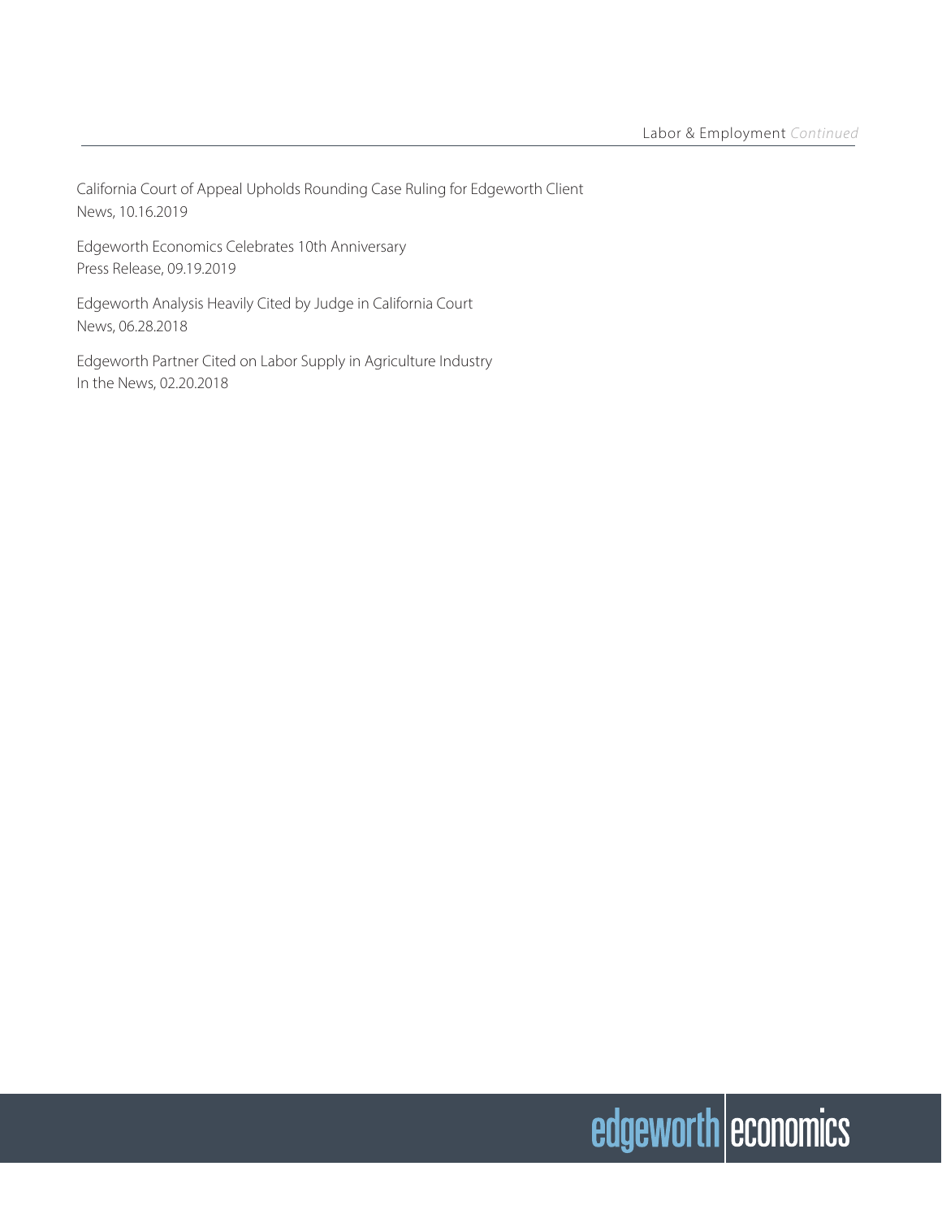California Court of Appeal Upholds Rounding Case Ruling for Edgeworth Client
News, 10.16.2019

Edgeworth Economics Celebrates 10th Anniversary
Press Release, 09.19.2019

Edgeworth Analysis Heavily Cited by Judge in California Court
News, 06.28.2018

Edgeworth Partner Cited on Labor Supply in Agriculture Industry
In the News, 02.20.2018